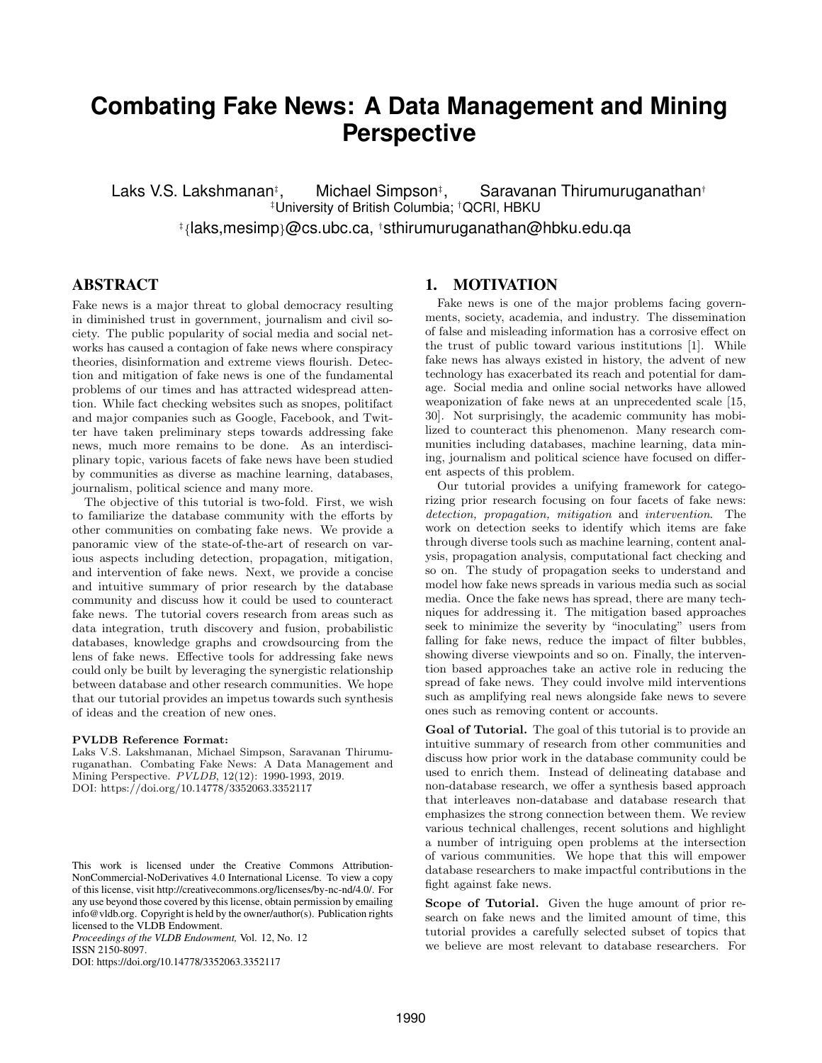# Combating Fake News: A Data Management and Mining Perspective

Laks V.S. Lakshmanan[‡], Michael Simpson[‡], Saravanan Thirumuruganathan[†]

[‡]University of British Columbia; [†]QCRI, HBKU

[‡]{laks,mesimp}@cs.ubc.ca, [†]sthirumuruganathan@hbku.edu.qa

## ABSTRACT

Fake news is a major threat to global democracy resulting in diminished trust in government, journalism and civil society. The public popularity of social media and social networks has caused a contagion of fake news where conspiracy theories, disinformation and extreme views flourish. Detection and mitigation of fake news is one of the fundamental problems of our times and has attracted widespread attention. While fact checking websites such as snopes, politifact and major companies such as Google, Facebook, and Twitter have taken preliminary steps towards addressing fake news, much more remains to be done. As an interdisciplinary topic, various facets of fake news have been studied by communities as diverse as machine learning, databases, journalism, political science and many more.

The objective of this tutorial is two-fold. First, we wish to familiarize the database community with the efforts by other communities on combating fake news. We provide a panoramic view of the state-of-the-art of research on various aspects including detection, propagation, mitigation, and intervention of fake news. Next, we provide a concise and intuitive summary of prior research by the database community and discuss how it could be used to counter fake news. The tutorial covers research from areas such as data integration, truth discovery and fusion, probabilistic databases, knowledge graphs and crowdsourcing from the lens of fake news. Effective tools for addressing fake news could only be built by leveraging the synergistic relationship between database and other research communities. We hope that our tutorial provides an impetus towards such synthesis of ideas and the creation of new ones.

**PVLDB Reference Format:**
Laks V.S. Lakshmanan, Michael Simpson, Saravanan Thirumuruganathan. Combating Fake News: A Data Management and Mining Perspective. *PVLDB*, 12(12): 1990-1993, 2019.
DOI: https://doi.org/10.14778/3352063.3352117

This work is licensed under the Creative Commons Attribution-NonCommercial-NoDerivatives 4.0 International License. To view a copy of this license, visit http://creativecommons.org/licenses/by-nc-nd/4.0/. For any use beyond those covered by this license, obtain permission by emailing info@vldb.org. Copyright is held by the owner/author(s). Publication rights licensed to the VLDB Endowment.
*Proceedings of the VLDB Endowment,* Vol. 12, No. 12
ISSN 2150-8097.
DOI: https://doi.org/10.14778/3352063.3352117

## 1. MOTIVATION

Fake news is one of the major problems facing governments, society, academia, and industry. The dissemination of false and misleading information has a corrosive effect on the trust of public toward various institutions [1]. While fake news has always existed in history, the advent of new technology has exacerbated its reach and potential for damage. Social media and online social networks have allowed weaponization of fake news at an unprecedented scale [15, 30]. Not surprisingly, the academic community has mobilized to counteract this phenomenon. Many research communities including databases, machine learning, data mining, journalism and political science have focused on different aspects of this problem.

Our tutorial provides a unifying framework for categorizing prior research focusing on four facets of fake news: *detection, propagation, mitigation* and *intervention*. The work on detection seeks to identify which items are fake through diverse tools such as machine learning, content analysis, propagation analysis, computational fact checking and so on. The study of propagation seeks to understand and model how fake news spreads in various media such as social media. Once the fake news has spread, there are many techniques for addressing it. The mitigation based approaches seek to minimize the severity by "inoculating" users from falling for fake news, reduce the impact of filter bubbles, showing diverse viewpoints and so on. Finally, the intervention based approaches take an active role in reducing the spread of fake news. They could involve mild interventions such as amplifying real news alongside fake news to severe ones such as removing content or accounts.

**Goal of Tutorial.** The goal of this tutorial is to provide an intuitive summary of research from other communities and discuss how prior work in the database community could be used to enrich them. Instead of delineating database and non-database research, we offer a synthesis based approach that interleaves non-database and database research that emphasizes the strong connection between them. We review various technical challenges, recent solutions and highlight a number of intriguing open problems at the intersection of various communities. We hope that this will empower database researchers to make impactful contributions in the fight against fake news.

**Scope of Tutorial.** Given the huge amount of prior research on fake news and the limited amount of time, this tutorial provides a carefully selected subset of topics that we believe are most relevant to database researchers. For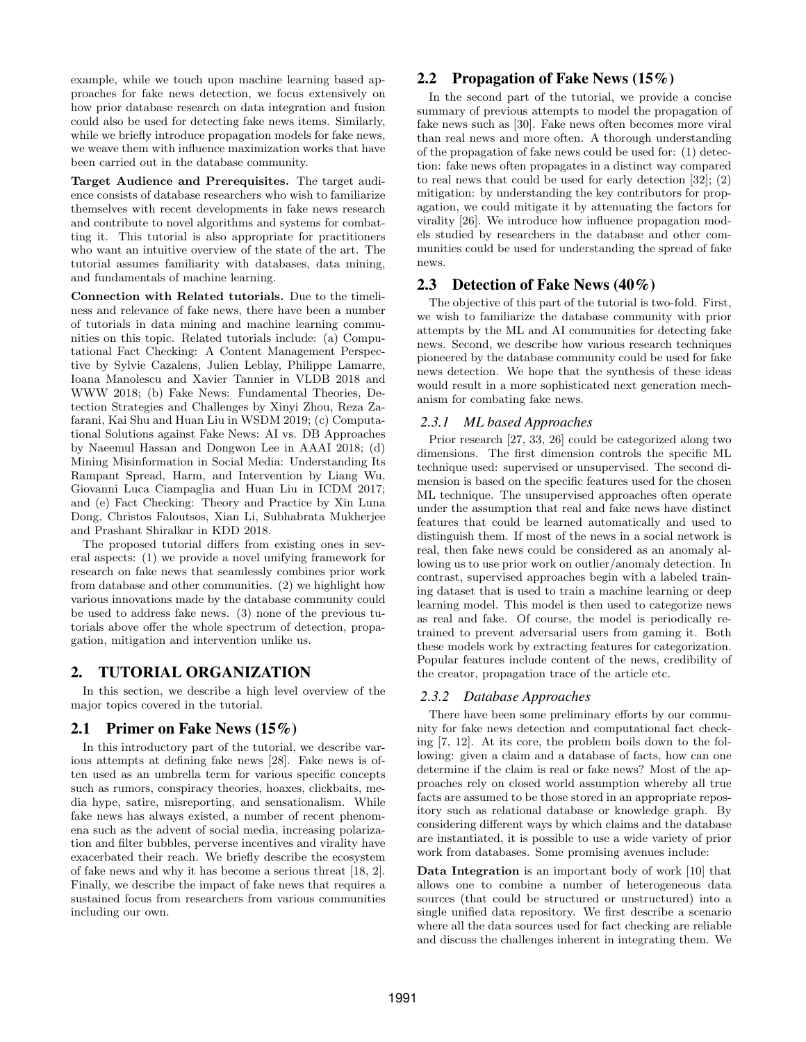example, while we touch upon machine learning based approaches for fake news detection, we focus extensively on how prior database research on data integration and fusion could also be used for detecting fake news items. Similarly, while we briefly introduce propagation models for fake news, we weave them with influence maximization works that have been carried out in the database community.

**Target Audience and Prerequisites.** The target audience consists of database researchers who wish to familiarize themselves with recent developments in fake news research and contribute to novel algorithms and systems for combating it. This tutorial is also appropriate for practitioners who want an intuitive overview of the state of the art. The tutorial assumes familiarity with databases, data mining, and fundamentals of machine learning.

**Connection with Related tutorials.** Due to the timeliness and relevance of fake news, there have been a number of tutorials in data mining and machine learning communities on this topic. Related tutorials include: (a) Computational Fact Checking: A Content Management Perspective by Sylvie Cazalens, Julien Leblay, Philippe Lamarre, Ioana Manolescu and Xavier Tannier in VLDB 2018 and WWW 2018; (b) Fake News: Fundamental Theories, Detection Strategies and Challenges by Xinyi Zhou, Reza Zafarani, Kai Shu and Huan Liu in WSDM 2019; (c) Computational Solutions against Fake News: AI vs. DB Approaches by Naeemul Hassan and Dongwon Lee in AAAI 2018; (d) Mining Misinformation in Social Media: Understanding Its Rampant Spread, Harm, and Intervention by Liang Wu, Giovanni Luca Ciampaglia and Huan Liu in ICDM 2017; and (e) Fact Checking: Theory and Practice by Xin Luna Dong, Christos Faloutsos, Xian Li, Subhabrata Mukherjee and Prashant Shiralkar in KDD 2018.

The proposed tutorial differs from existing ones in several aspects: (1) we provide a novel unifying framework for research on fake news that seamlessly combines prior work from database and other communities. (2) we highlight how various innovations made by the database community could be used to address fake news. (3) none of the previous tutorials above offer the whole spectrum of detection, propagation, mitigation and intervention unlike us.

## 2. TUTORIAL ORGANIZATION

In this section, we describe a high level overview of the major topics covered in the tutorial.

### 2.1 Primer on Fake News (15%)

In this introductory part of the tutorial, we describe various attempts at defining fake news [28]. Fake news is often used as an umbrella term for various specific concepts such as rumors, conspiracy theories, hoaxes, clickbaits, media hype, satire, misreporting, and sensationalism. While fake news has always existed, a number of recent phenomena such as the advent of social media, increasing polarization and filter bubbles, perverse incentives and virality have exacerbated their reach. We briefly describe the ecosystem of fake news and why it has become a serious threat [18, 2]. Finally, we describe the impact of fake news that requires a sustained focus from researchers from various communities including our own.

### 2.2 Propagation of Fake News (15%)

In the second part of the tutorial, we provide a concise summary of previous attempts to model the propagation of fake news such as [30]. Fake news often becomes more viral than real news and more often. A thorough understanding of the propagation of fake news could be used for: (1) detection: fake news often propagates in a distinct way compared to real news that could be used for early detection [32]; (2) mitigation: by understanding the key contributors for propagation, we could mitigate it by attenuating the factors for virality [26]. We introduce how influence propagation models studied by researchers in the database and other communities could be used for understanding the spread of fake news.

### 2.3 Detection of Fake News (40%)

The objective of this part of the tutorial is two-fold. First, we wish to familiarize the database community with prior attempts by the ML and AI communities for detecting fake news. Second, we describe how various research techniques pioneered by the database community could be used for fake news detection. We hope that the synthesis of these ideas would result in a more sophisticated next generation mechanism for combating fake news.

#### *2.3.1 ML based Approaches*

Prior research [27, 33, 26] could be categorized along two dimensions. The first dimension controls the specific ML technique used: supervised or unsupervised. The second dimension is based on the specific features used for the chosen ML technique. The unsupervised approaches often operate under the assumption that real and fake news have distinct features that could be learned automatically and used to distinguish them. If most of the news in a social network is real, then fake news could be considered as an anomaly allowing us to use prior work on outlier/anomaly detection. In contrast, supervised approaches begin with a labeled training dataset that is used to train a machine learning or deep learning model. This model is then used to categorize news as real and fake. Of course, the model is periodically retrained to prevent adversarial users from gaming it. Both these models work by extracting features for categorization. Popular features include content of the news, credibility of the creator, propagation trace of the article etc.

#### *2.3.2 Database Approaches*

There have been some preliminary efforts by our community for fake news detection and computational fact checking [7, 12]. At its core, the problem boils down to the following: given a claim and a database of facts, how can one determine if the claim is real or fake news? Most of the approaches rely on closed world assumption whereby all true facts are assumed to be those stored in an appropriate repository such as relational database or knowledge graph. By considering different ways by which claims and the database are instantiated, it is possible to use a wide variety of prior work from databases. Some promising avenues include:

**Data Integration** is an important body of work [10] that allows one to combine a number of heterogeneous data sources (that could be structured or unstructured) into a single unified data repository. We first describe a scenario where all the data sources used for fact checking are reliable and discuss the challenges inherent in integrating them. We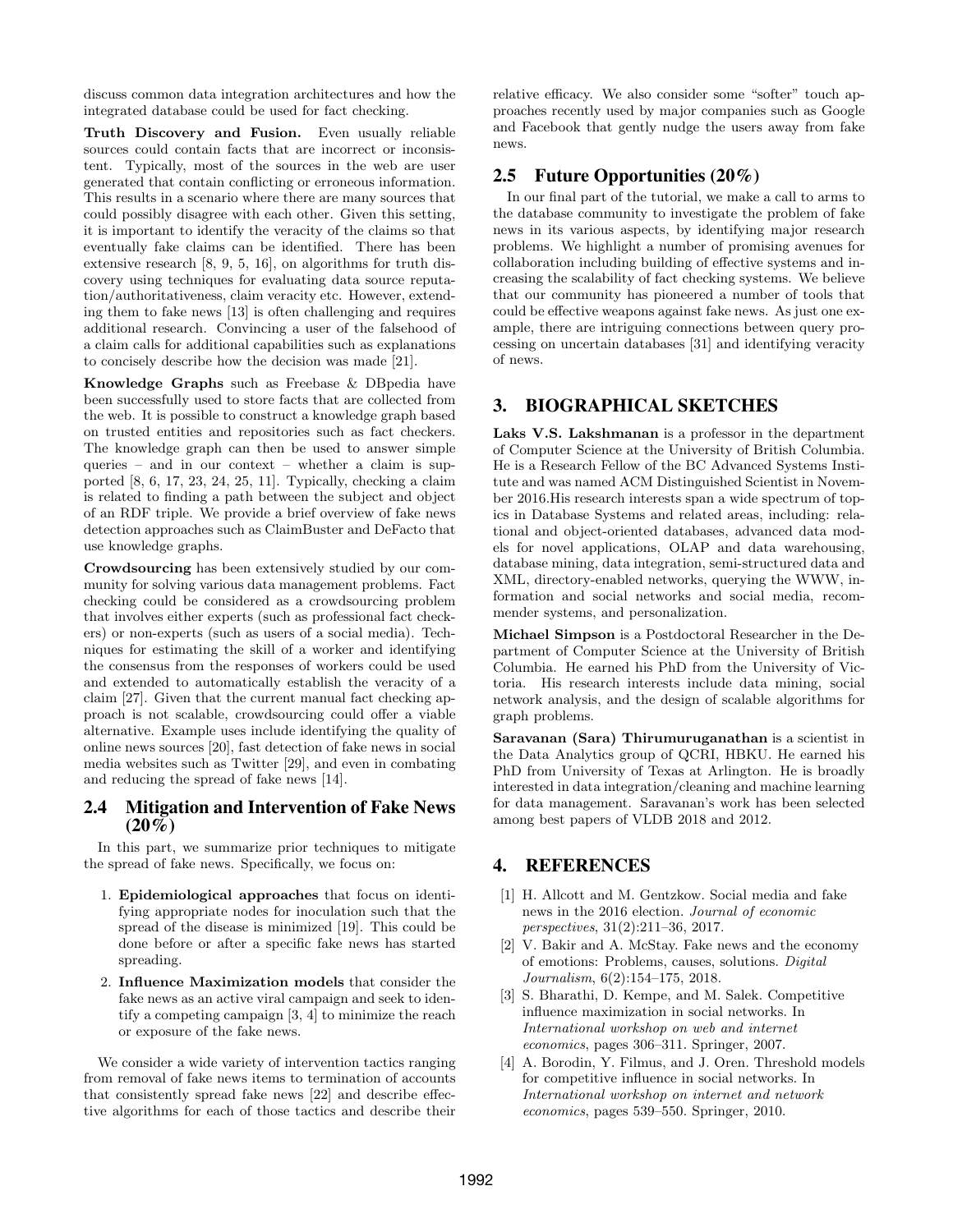discuss common data integration architectures and how the integrated database could be used for fact checking.

**Truth Discovery and Fusion.** Even usually reliable sources could contain facts that are incorrect or inconsistent. Typically, most of the sources in the web are user generated that contain conflicting or erroneous information. This results in a scenario where there are many sources that could possibly disagree with each other. Given this setting, it is important to identify the veracity of the claims so that eventually fake claims can be identified. There has been extensive research [8, 9, 5, 16], on algorithms for truth discovery using techniques for evaluating data source reputation/authoritativeness, claim veracity etc. However, extending them to fake news [13] is often challenging and requires additional research. Convincing a user of the falsehood of a claim calls for additional capabilities such as explanations to concisely describe how the decision was made [21].

**Knowledge Graphs** such as Freebase & DBpedia have been successfully used to store facts that are collected from the web. It is possible to construct a knowledge graph based on trusted entities and repositories such as fact checkers. The knowledge graph can then be used to answer simple queries – and in our context – whether a claim is supported [8, 6, 17, 23, 24, 25, 11]. Typically, checking a claim is related to finding a path between the subject and object of an RDF triple. We provide a brief overview of fake news detection approaches such as ClaimBuster and DeFacto that use knowledge graphs.

**Crowdsourcing** has been extensively studied by our community for solving various data management problems. Fact checking could be considered as a crowdsourcing problem that involves either experts (such as professional fact checkers) or non-experts (such as users of a social media). Techniques for estimating the skill of a worker and identifying the consensus from the responses of workers could be used and extended to automatically establish the veracity of a claim [27]. Given that the current manual fact checking approach is not scalable, crowdsourcing could offer a viable alternative. Example uses include identifying the quality of online news sources [20], fast detection of fake news in social media websites such as Twitter [29], and even in combating and reducing the spread of fake news [14].

### 2.4 Mitigation and Intervention of Fake News (20%)

In this part, we summarize prior techniques to mitigate the spread of fake news. Specifically, we focus on:

1. **Epidemiological approaches** that focus on identifying appropriate nodes for inoculation such that the spread of the disease is minimized [19]. This could be done before or after a specific fake news has started spreading.
2. **Influence Maximization models** that consider the fake news as an active viral campaign and seek to identify a competing campaign [3, 4] to minimize the reach or exposure of the fake news.

We consider a wide variety of intervention tactics ranging from removal of fake news items to termination of accounts that consistently spread fake news [22] and describe effective algorithms for each of those tactics and describe their relative efficacy. We also consider some "softer" touch approaches recently used by major companies such as Google and Facebook that gently nudge the users away from fake news.

### 2.5 Future Opportunities (20%)

In our final part of the tutorial, we make a call to arms to the database community to investigate the problem of fake news in its various aspects, by identifying major research problems. We highlight a number of promising avenues for collaboration including building of effective systems and increasing the scalability of fact checking systems. We believe that our community has pioneered a number of tools that could be effective weapons against fake news. As just one example, there are intriguing connections between query processing on uncertain databases [31] and identifying veracity of news.

## 3. BIOGRAPHICAL SKETCHES

**Laks V.S. Lakshmanan** is a professor in the department of Computer Science at the University of British Columbia. He is a Research Fellow of the BC Advanced Systems Institute and was named ACM Distinguished Scientist in November 2016.His research interests span a wide spectrum of topics in Database Systems and related areas, including: relational and object-oriented databases, advanced data models for novel applications, OLAP and data warehousing, database mining, data integration, semi-structured data and XML, directory-enabled networks, querying the WWW, information and social networks and social media, recommender systems, and personalization.

**Michael Simpson** is a Postdoctoral Researcher in the Department of Computer Science at the University of British Columbia. He earned his PhD from the University of Victoria. His research interests include data mining, social network analysis, and the design of scalable algorithms for graph problems.

**Saravanan (Sara) Thirumuruganathan** is a scientist in the Data Analytics group of QCRI, HBKU. He earned his PhD from University of Texas at Arlington. He is broadly interested in data integration/cleaning and machine learning for data management. Saravanan's work has been selected among best papers of VLDB 2018 and 2012.

## 4. REFERENCES

- [1] H. Allcott and M. Gentzkow. Social media and fake news in the 2016 election. *Journal of economic perspectives*, 31(2):211–36, 2017.
- [2] V. Bakir and A. McStay. Fake news and the economy of emotions: Problems, causes, solutions. *Digital Journalism*, 6(2):154–175, 2018.
- [3] S. Bharathi, D. Kempe, and M. Salek. Competitive influence maximization in social networks. In *International workshop on web and internet economics*, pages 306–311. Springer, 2007.
- [4] A. Borodin, Y. Filmus, and J. Oren. Threshold models for competitive influence in social networks. In *International workshop on internet and network economics*, pages 539–550. Springer, 2010.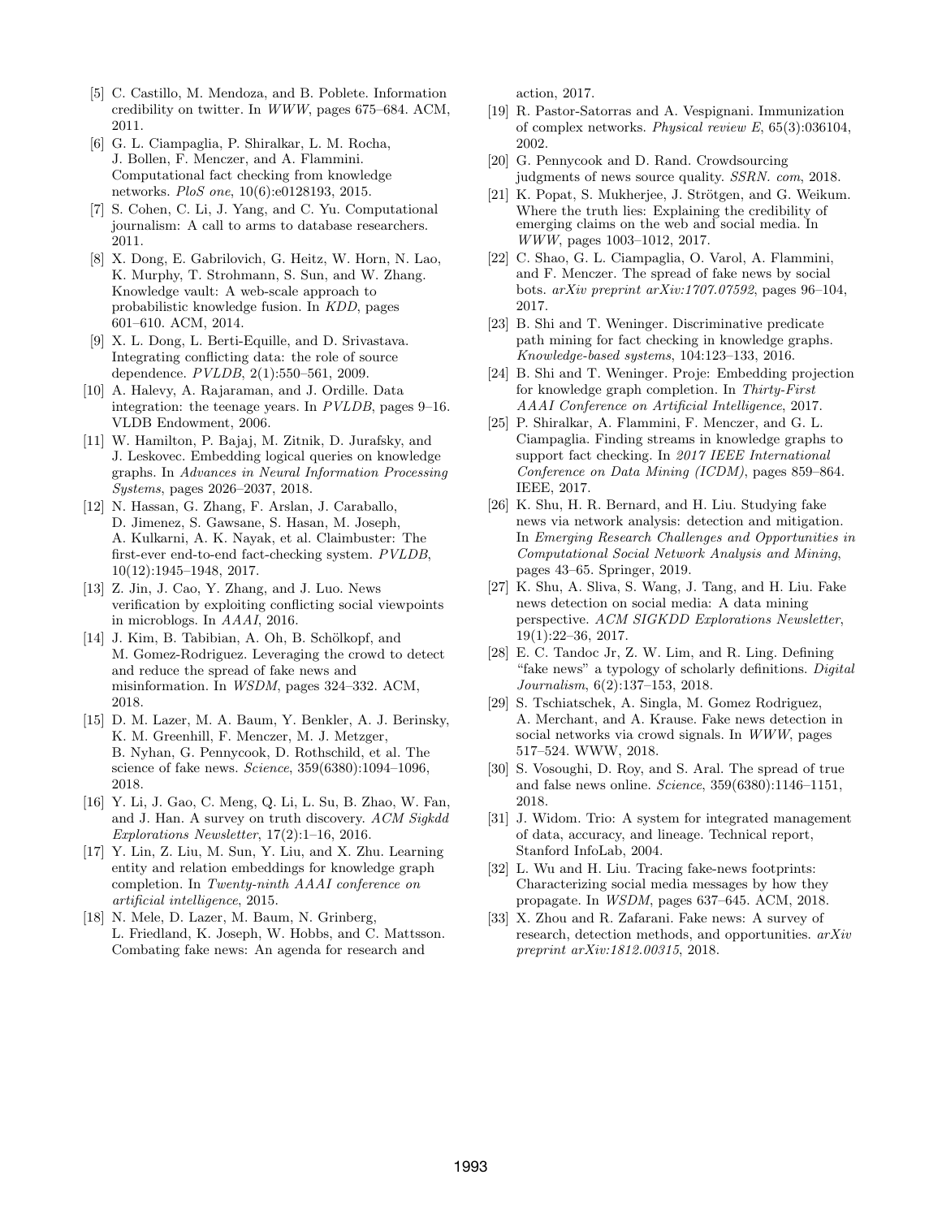- [5] C. Castillo, M. Mendoza, and B. Poblete. Information credibility on twitter. In *WWW*, pages 675–684. ACM, 2011.
- [6] G. L. Ciampaglia, P. Shiralkar, L. M. Rocha, J. Bollen, F. Menczer, and A. Flammini. Computational fact checking from knowledge networks. *PloS one*, 10(6):e0128193, 2015.
- [7] S. Cohen, C. Li, J. Yang, and C. Yu. Computational journalism: A call to arms to database researchers. 2011.
- [8] X. Dong, E. Gabrilovich, G. Heitz, W. Horn, N. Lao, K. Murphy, T. Strohmann, S. Sun, and W. Zhang. Knowledge vault: A web-scale approach to probabilistic knowledge fusion. In *KDD*, pages 601–610. ACM, 2014.
- [9] X. L. Dong, L. Berti-Equille, and D. Srivastava. Integrating conflicting data: the role of source dependence. *PVLDB*, 2(1):550–561, 2009.
- [10] A. Halevy, A. Rajaraman, and J. Ordille. Data integration: the teenage years. In *PVLDB*, pages 9–16. VLDB Endowment, 2006.
- [11] W. Hamilton, P. Bajaj, M. Zitnik, D. Jurafsky, and J. Leskovec. Embedding logical queries on knowledge graphs. In *Advances in Neural Information Processing Systems*, pages 2026–2037, 2018.
- [12] N. Hassan, G. Zhang, F. Arslan, J. Caraballo, D. Jimenez, S. Gawsane, S. Hasan, M. Joseph, A. Kulkarni, A. K. Nayak, et al. Claimbuster: The first-ever end-to-end fact-checking system. *PVLDB*, 10(12):1945–1948, 2017.
- [13] Z. Jin, J. Cao, Y. Zhang, and J. Luo. News verification by exploiting conflicting social viewpoints in microblogs. In *AAAI*, 2016.
- [14] J. Kim, B. Tabibian, A. Oh, B. Schölkopf, and M. Gomez-Rodriguez. Leveraging the crowd to detect and reduce the spread of fake news and misinformation. In *WSDM*, pages 324–332. ACM, 2018.
- [15] D. M. Lazer, M. A. Baum, Y. Benkler, A. J. Berinsky, K. M. Greenhill, F. Menczer, M. J. Metzger, B. Nyhan, G. Pennycook, D. Rothschild, et al. The science of fake news. *Science*, 359(6380):1094–1096, 2018.
- [16] Y. Li, J. Gao, C. Meng, Q. Li, L. Su, B. Zhao, W. Fan, and J. Han. A survey on truth discovery. *ACM Sigkdd Explorations Newsletter*, 17(2):1–16, 2016.
- [17] Y. Lin, Z. Liu, M. Sun, Y. Liu, and X. Zhu. Learning entity and relation embeddings for knowledge graph completion. In *Twenty-ninth AAAI conference on artificial intelligence*, 2015.
- [18] N. Mele, D. Lazer, M. Baum, N. Grinberg, L. Friedland, K. Joseph, W. Hobbs, and C. Mattsson. Combating fake news: An agenda for research and action, 2017.
- [19] R. Pastor-Satorras and A. Vespignani. Immunization of complex networks. *Physical review E*, 65(3):036104, 2002.
- [20] G. Pennycook and D. Rand. Crowdsourcing judgments of news source quality. *SSRN. com*, 2018.
- [21] K. Popat, S. Mukherjee, J. Strötgen, and G. Weikum. Where the truth lies: Explaining the credibility of emerging claims on the web and social media. In *WWW*, pages 1003–1012, 2017.
- [22] C. Shao, G. L. Ciampaglia, O. Varol, A. Flammini, and F. Menczer. The spread of fake news by social bots. *arXiv preprint arXiv:1707.07592*, pages 96–104, 2017.
- [23] B. Shi and T. Weninger. Discriminative predicate path mining for fact checking in knowledge graphs. *Knowledge-based systems*, 104:123–133, 2016.
- [24] B. Shi and T. Weninger. Proje: Embedding projection for knowledge graph completion. In *Thirty-First AAAI Conference on Artificial Intelligence*, 2017.
- [25] P. Shiralkar, A. Flammini, F. Menczer, and G. L. Ciampaglia. Finding streams in knowledge graphs to support fact checking. In *2017 IEEE International Conference on Data Mining (ICDM)*, pages 859–864. IEEE, 2017.
- [26] K. Shu, H. R. Bernard, and H. Liu. Studying fake news via network analysis: detection and mitigation. In *Emerging Research Challenges and Opportunities in Computational Social Network Analysis and Mining*, pages 43–65. Springer, 2019.
- [27] K. Shu, A. Sliva, S. Wang, J. Tang, and H. Liu. Fake news detection on social media: A data mining perspective. *ACM SIGKDD Explorations Newsletter*, 19(1):22–36, 2017.
- [28] E. C. Tandoc Jr, Z. W. Lim, and R. Ling. Defining "fake news" a typology of scholarly definitions. *Digital Journalism*, 6(2):137–153, 2018.
- [29] S. Tschiatschek, A. Singla, M. Gomez Rodriguez, A. Merchant, and A. Krause. Fake news detection in social networks via crowd signals. In *WWW*, pages 517–524. WWW, 2018.
- [30] S. Vosoughi, D. Roy, and S. Aral. The spread of true and false news online. *Science*, 359(6380):1146–1151, 2018.
- [31] J. Widom. Trio: A system for integrated management of data, accuracy, and lineage. Technical report, Stanford InfoLab, 2004.
- [32] L. Wu and H. Liu. Tracing fake-news footprints: Characterizing social media messages by how they propagate. In *WSDM*, pages 637–645. ACM, 2018.
- [33] X. Zhou and R. Zafarani. Fake news: A survey of research, detection methods, and opportunities. *arXiv preprint arXiv:1812.00315*, 2018.